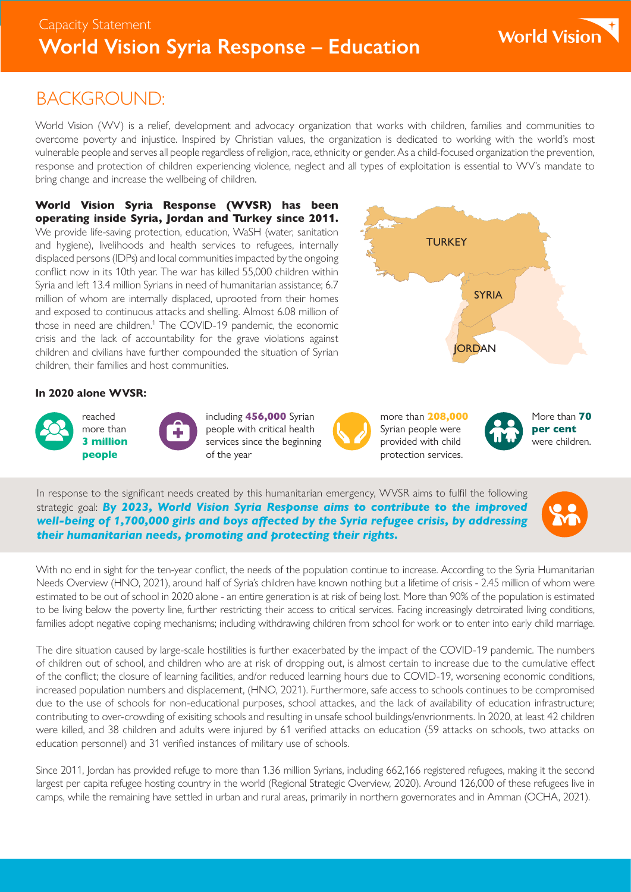Capacity Statement

# World Vision Syria Response – Education

World Vision

## BACKGROUND:

World Vision (WV) is a relief, development and advocacy organization that works with children, families and communities to overcome poverty and injustice. Inspired by Christian values, the organization is dedicated to working with the world's most vulnerable people and serves all people regardless of religion, race, ethnicity or gender. As a child-focused organization the prevention, response and protection of children experiencing violence, neglect and all types of exploitation is essential to WV's mandate to bring change and increase the wellbeing of children.

**World Vision Syria Response (WVSR) has been operating inside Syria, Jordan and Turkey since 2011.** We provide life-saving protection, education, WaSH (water, sanitation and hygiene), livelihoods and health services to refugees, internally displaced persons (IDPs) and local communities impacted by the ongoing conflict now in its 10th year. The war has killed 55,000 children within Syria and left 13.4 million Syrians in need of humanitarian assistance; 6.7 million of whom are internally displaced, uprooted from their homes and exposed to continuous attacks and shelling. Almost 6.08 million of those in need are children.[1] The COVID-19 pandemic, the economic crisis and the lack of accountability for the grave violations against children and civilians have further compounded the situation of Syrian children, their families and host communities.

TURKEY

SYRIA

JORDAN

**In 2020 alone WVSR:**

- reached more than **3 million people**
- including **456,000** Syrian people with critical health services since the beginning of the year
- more than **208,000** Syrian people were provided with child protection services.
- More than **70 per cent** were children.

In response to the significant needs created by this humanitarian emergency, WVSR aims to fulfil the following strategic goal: ***By 2023, World Vision Syria Response aims to contribute to the improved well-being of 1,700,000 girls and boys affected by the Syria refugee crisis, by addressing their humanitarian needs, promoting and protecting their rights.***

With no end in sight for the ten-year conflict, the needs of the population continue to increase. According to the Syria Humanitarian Needs Overview (HNO, 2021), around half of Syria's children have known nothing but a lifetime of crisis - 2.45 million of whom were estimated to be out of school in 2020 alone - an entire generation is at risk of being lost. More than 90% of the population is estimated to be living below the poverty line, further restricting their access to critical services. Facing increasingly detroirated living conditions, families adopt negative coping mechanisms; including withdrawing children from school for work or to enter into early child marriage.

The dire situation caused by large-scale hostilities is further exacerbated by the impact of the COVID-19 pandemic. The numbers of children out of school, and children who are at risk of dropping out, is almost certain to increase due to the cumulative effect of the conflict; the closure of learning facilities, and/or reduced learning hours due to COVID-19, worsening economic conditions, increased population numbers and displacement, (HNO, 2021). Furthermore, safe access to schools continues to be compromised due to the use of schools for non-educational purposes, school attacks, and the lack of availability of education infrastructure; contributing to over-crowding of exisiting schools and resulting in unsafe school buildings/envrionments. In 2020, at least 42 children were killed, and 38 children and adults were injured by 61 verified attacks on education (59 attacks on schools, two attacks on education personnel) and 31 verified instances of military use of schools.

Since 2011, Jordan has provided refuge to more than 1.36 million Syrians, including 662,166 registered refugees, making it the second largest per capita refugee hosting country in the world (Regional Strategic Overview, 2020). Around 126,000 of these refugees live in camps, while the remaining have settled in urban and rural areas, primarily in northern governorates and in Amman (OCHA, 2021).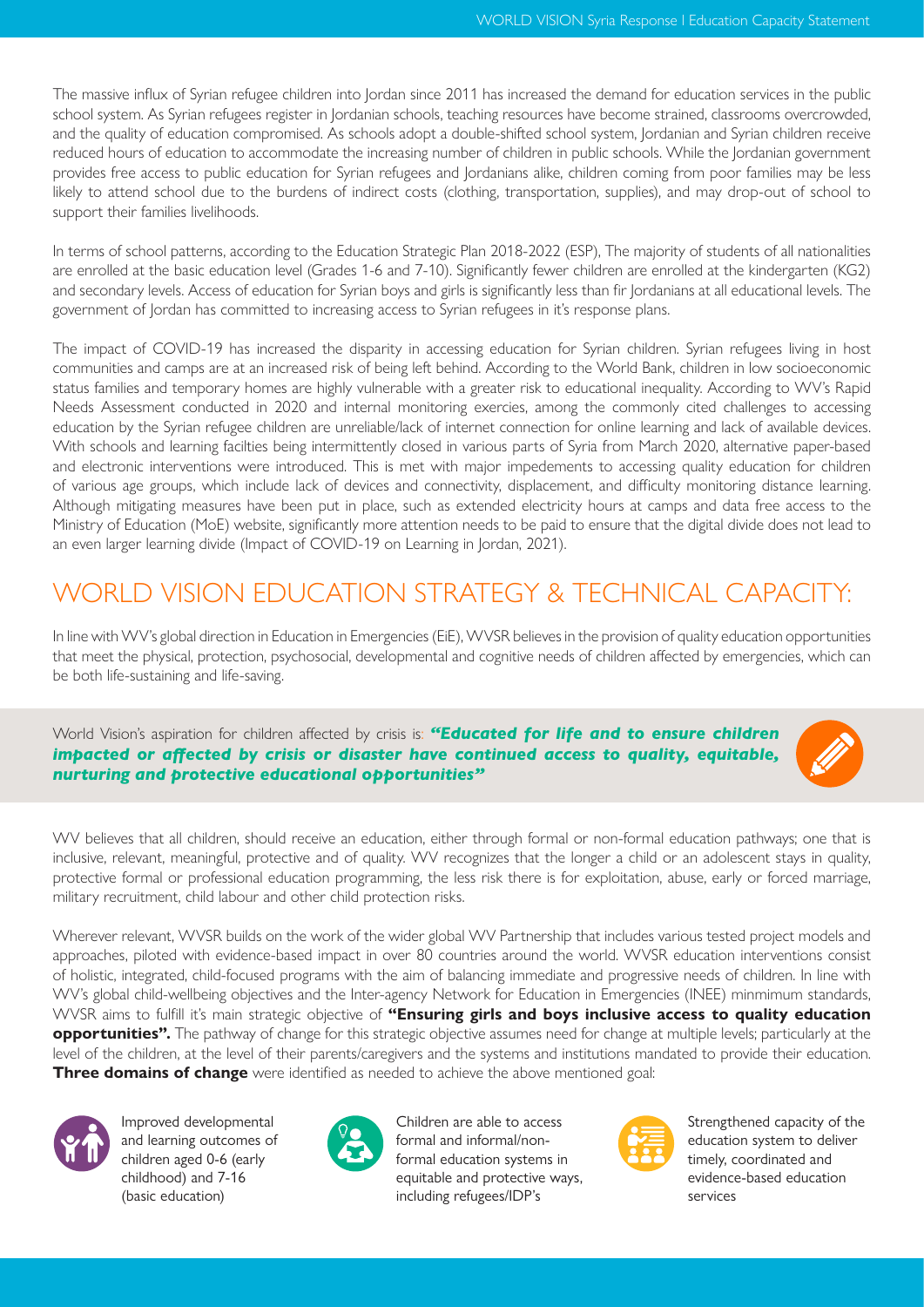The massive influx of Syrian refugee children into Jordan since 2011 has increased the demand for education services in the public school system. As Syrian refugees register in Jordanian schools, teaching resources have become strained, classrooms overcrowded, and the quality of education compromised. As schools adopt a double-shifted school system, Jordanian and Syrian children receive reduced hours of education to accommodate the increasing number of children in public schools. While the Jordanian government provides free access to public education for Syrian refugees and Jordanians alike, children coming from poor families may be less likely to attend school due to the burdens of indirect costs (clothing, transportation, supplies), and may drop-out of school to support their families livelihoods.

In terms of school patterns, according to the Education Strategic Plan 2018-2022 (ESP), The majority of students of all nationalities are enrolled at the basic education level (Grades 1-6 and 7-10). Significantly fewer children are enrolled at the kindergarten (KG2) and secondary levels. Access of education for Syrian boys and girls is significantly less than fir Jordanians at all educational levels. The government of Jordan has committed to increasing access to Syrian refugees in it's response plans.

The impact of COVID-19 has increased the disparity in accessing education for Syrian children. Syrian refugees living in host communities and camps are at an increased risk of being left behind. According to the World Bank, children in low socioeconomic status families and temporary homes are highly vulnerable with a greater risk to educational inequality. According to WV's Rapid Needs Assessment conducted in 2020 and internal monitoring exercies, among the commonly cited challenges to accessing education by the Syrian refugee children are unreliable/lack of internet connection for online learning and lack of available devices. With schools and learning facilties being intermittently closed in various parts of Syria from March 2020, alternative paper-based and electronic interventions were introduced. This is met with major impedements to accessing quality education for children of various age groups, which include lack of devices and connectivity, displacement, and difficulty monitoring distance learning. Although mitigating measures have been put in place, such as extended electricity hours at camps and data free access to the Ministry of Education (MoE) website, significantly more attention needs to be paid to ensure that the digital divide does not lead to an even larger learning divide (Impact of COVID-19 on Learning in Jordan, 2021).

## WORLD VISION EDUCATION STRATEGY & TECHNICAL CAPACITY:

In line with WV's global direction in Education in Emergencies (EiE), WVSR believes in the provision of quality education opportunities that meet the physical, protection, psychosocial, developmental and cognitive needs of children affected by emergencies, which can be both life-sustaining and life-saving.

World Vision's aspiration for children affected by crisis is: ***"Educated for life and to ensure children impacted or affected by crisis or disaster have continued access to quality, equitable, nurturing and protective educational opportunities"***

WV believes that all children, should receive an education, either through formal or non-formal education pathways; one that is inclusive, relevant, meaningful, protective and of quality. WV recognizes that the longer a child or an adolescent stays in quality, protective formal or professional education programming, the less risk there is for exploitation, abuse, early or forced marriage, military recruitment, child labour and other child protection risks.

Wherever relevant, WVSR builds on the work of the wider global WV Partnership that includes various tested project models and approaches, piloted with evidence-based impact in over 80 countries around the world. WVSR education interventions consist of holistic, integrated, child-focused programs with the aim of balancing immediate and progressive needs of children. In line with WV's global child-wellbeing objectives and the Inter-agency Network for Education in Emergencies (INEE) minmimum standards, WVSR aims to fulfill it's main strategic objective of **"Ensuring girls and boys inclusive access to quality education opportunities".** The pathway of change for this strategic objective assumes need for change at multiple levels; particularly at the level of the children, at the level of their parents/caregivers and the systems and institutions mandated to provide their education. **Three domains of change** were identified as needed to achieve the above mentioned goal:

- Improved developmental and learning outcomes of children aged 0-6 (early childhood) and 7-16 (basic education)
- Children are able to access formal and informal/non-formal education systems in equitable and protective ways, including refugees/IDP's
- Strengthened capacity of the education system to deliver timely, coordinated and evidence-based education services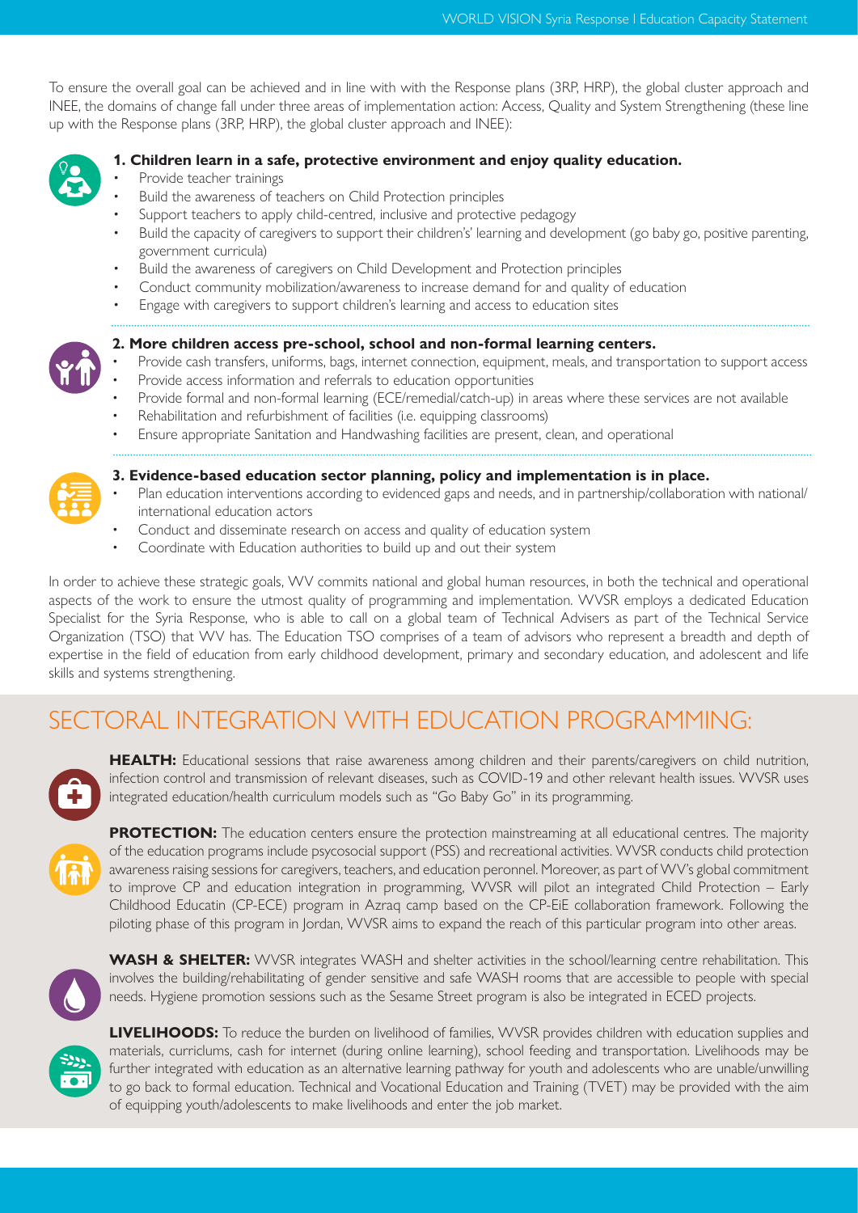To ensure the overall goal can be achieved and in line with with the Response plans (3RP, HRP), the global cluster approach and INEE, the domains of change fall under three areas of implementation action: Access, Quality and System Strengthening (these line up with the Response plans (3RP, HRP), the global cluster approach and INEE):

**1. Children learn in a safe, protective environment and enjoy quality education.**

- Provide teacher trainings
- Build the awareness of teachers on Child Protection principles
- Support teachers to apply child-centred, inclusive and protective pedagogy
- Build the capacity of caregivers to support their childrens' learning and development (go baby go, positive parenting, government curricula)
- Build the awareness of caregivers on Child Development and Protection principles
- Conduct community mobilization/awareness to increase demand for and quality of education
- Engage with caregivers to support children's learning and access to education sites

**2. More children access pre-school, school and non-formal learning centers.**

- Provide cash transfers, uniforms, bags, internet connection, equipment, meals, and transportation to support access
- Provide access information and referrals to education opportunities
- Provide formal and non-formal learning (ECE/remedial/catch-up) in areas where these services are not available
- Rehabilitation and refurbishment of facilities (i.e. equipping classrooms)
- Ensure appropriate Sanitation and Handwashing facilities are present, clean, and operational

**3. Evidence-based education sector planning, policy and implementation is in place.**

- Plan education interventions according to evidenced gaps and needs, and in partnership/collaboration with national/international education actors
- Conduct and disseminate research on access and quality of education system
- Coordinate with Education authorities to build up and out their system

In order to achieve these strategic goals, WV commits national and global human resources, in both the technical and operational aspects of the work to ensure the utmost quality of programming and implementation. WVSR employs a dedicated Education Specialist for the Syria Response, who is able to call on a global team of Technical Advisers as part of the Technical Service Organization (TSO) that WV has. The Education TSO comprises of a team of advisors who represent a breadth and depth of expertise in the field of education from early childhood development, primary and secondary education, and adolescent and life skills and systems strengthening.

## SECTORAL INTEGRATION WITH EDUCATION PROGRAMMING:

**HEALTH:** Educational sessions that raise awareness among children and their parents/caregivers on child nutrition, infection control and transmission of relevant diseases, such as COVID-19 and other relevant health issues. WVSR uses integrated education/health curriculum models such as "Go Baby Go" in its programming.

**PROTECTION:** The education centers ensure the protection mainstreaming at all educational centres. The majority of the education programs include psycosocial support (PSS) and recreational activities. WVSR conducts child protection awareness raising sessions for caregivers, teachers, and education peronnel. Moreover, as part of WV's global commitment to improve CP and education integration in programming, WVSR will pilot an integrated Child Protection – Early Childhood Educatin (CP-ECE) program in Azraq camp based on the CP-EiE collaboration framework. Following the piloting phase of this program in Jordan, WVSR aims to expand the reach of this particular program into other areas.

**WASH & SHELTER:** WVSR integrates WASH and shelter activities in the school/learning centre rehabilitation. This involves the building/rehabilitating of gender sensitive and safe WASH rooms that are accessible to people with special needs. Hygiene promotion sessions such as the Sesame Street program is also be integrated in ECED projects.

**LIVELIHOODS:** To reduce the burden on livelihood of families, WVSR provides children with education supplies and materials, curriclums, cash for internet (during online learning), school feeding and transportation. Livelihoods may be further integrated with education as an alternative learning pathway for youth and adolescents who are unable/unwilling to go back to formal education. Technical and Vocational Education and Training (TVET) may be provided with the aim of equipping youth/adolescents to make livelihoods and enter the job market.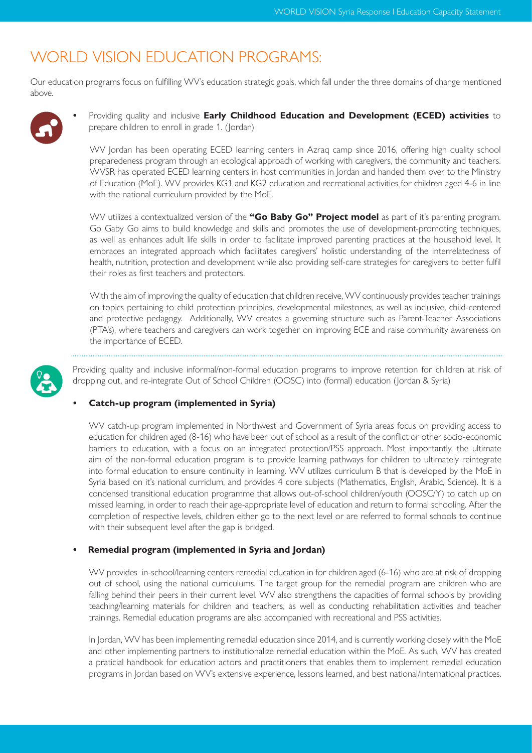# WORLD VISION EDUCATION PROGRAMS:

Our education programs focus on fulfilling WV's education strategic goals, which fall under the three domains of change mentioned above.

- Providing quality and inclusive **Early Childhood Education and Development (ECED) activities** to prepare children to enroll in grade 1. (Jordan)

  WV Jordan has been operating ECED learning centers in Azraq camp since 2016, offering high quality school preparedeness program through an ecological approach of working with caregivers, the community and teachers. WVSR has operated ECED learning centers in host communities in Jordan and handed them over to the Ministry of Education (MoE). WV provides KG1 and KG2 education and recreational activities for children aged 4-6 in line with the national curriculum provided by the MoE.

  WV utilizes a contextualized version of the **"Go Baby Go" Project model** as part of it's parenting program. Go Gaby Go aims to build knowledge and skills and promotes the use of development-promoting techniques, as well as enhances adult life skills in order to facilitate improved parenting practices at the household level. It embraces an integrated approach which facilitates caregivers' holistic understanding of the interrelatedness of health, nutrition, protection and development while also providing self-care strategies for caregivers to better fulfil their roles as first teachers and protectors.

  With the aim of improving the quality of education that children receive, WV continuously provides teacher trainings on topics pertaining to child protection principles, developmental milestones, as well as inclusive, child-centered and protective pedagogy. Additionally, WV creates a governing structure such as Parent-Teacher Associations (PTA's), where teachers and caregivers can work together on improving ECE and raise community awareness on the importance of ECED.

---

Providing quality and inclusive informal/non-formal education programs to improve retention for children at risk of dropping out, and re-integrate Out of School Children (OOSC) into (formal) education (Jordan & Syria)

- **Catch-up program (implemented in Syria)**

  WV catch-up program implemented in Northwest and Government of Syria areas focus on providing access to education for children aged (8-16) who have been out of school as a result of the conflict or other socio-economic barriers to education, with a focus on an integrated protection/PSS approach. Most importantly, the ultimate aim of the non-formal education program is to provide learning pathways for children to ultimately reintegrate into formal education to ensure continuity in learning. WV utilizes curriculum B that is developed by the MoE in Syria based on it's national curriclum, and provides 4 core subjects (Mathematics, English, Arabic, Science). It is a condensed transitional education programme that allows out-of-school children/youth (OOSC/Y) to catch up on missed learning, in order to reach their age-appropriate level of education and return to formal schooling. After the completion of respective levels, children either go to the next level or are referred to formal schools to continue with their subsequent level after the gap is bridged.

- **Remedial program (implemented in Syria and Jordan)**

  WV provides in-school/learning centers remedial education in for children aged (6-16) who are at risk of dropping out of school, using the national curriculums. The target group for the remedial program are children who are falling behind their peers in their current level. WV also strengthens the capacities of formal schools by providing teaching/learning materials for children and teachers, as well as conducting rehabilitation activities and teacher trainings. Remedial education programs are also accompanied with recreational and PSS activities.

  In Jordan, WV has been implementing remedial education since 2014, and is currently working closely with the MoE and other implementing partners to institutionalize remedial education within the MoE. As such, WV has created a praticial handbook for education actors and practitioners that enables them to implement remedial education programs in Jordan based on WV's extensive experience, lessons learned, and best national/international practices.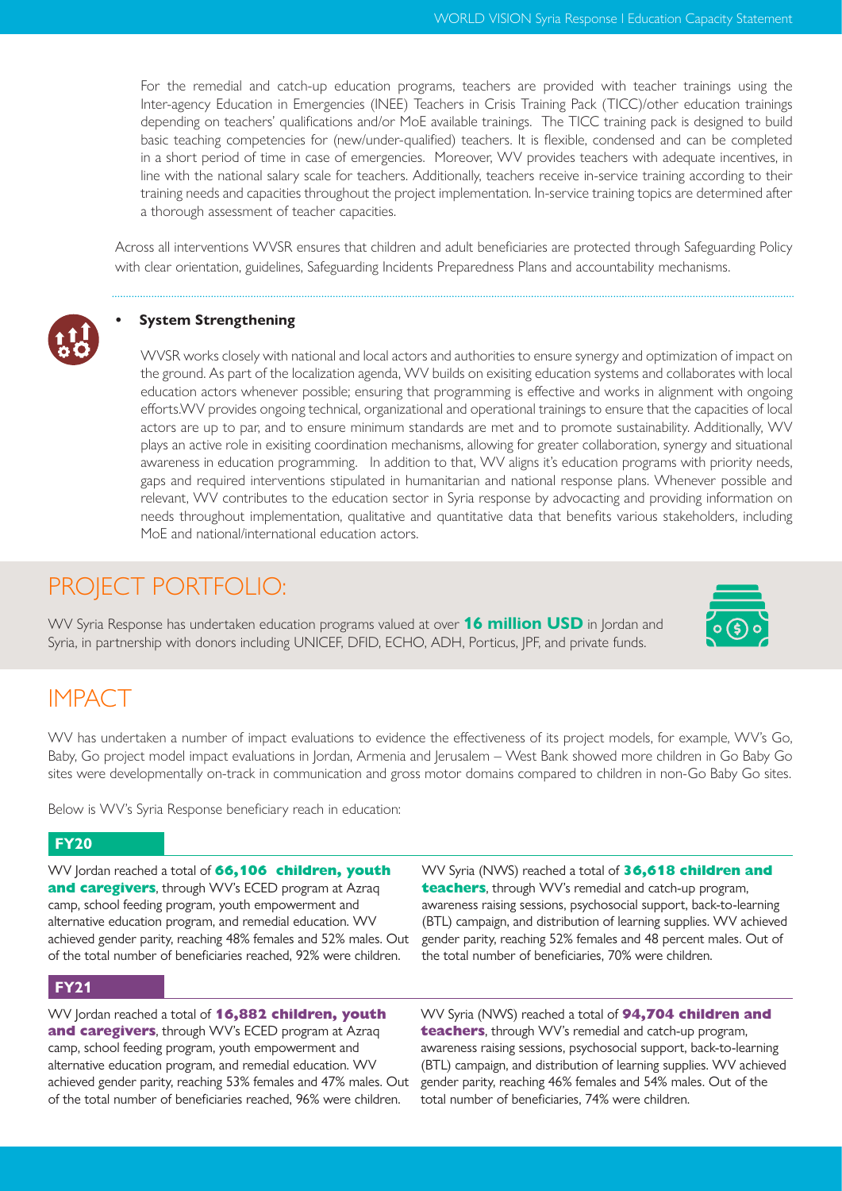For the remedial and catch-up education programs, teachers are provided with teacher trainings using the Inter-agency Education in Emergencies (INEE) Teachers in Crisis Training Pack (TICC)/other education trainings depending on teachers' qualifications and/or MoE available trainings. The TICC training pack is designed to build basic teaching competencies for (new/under-qualified) teachers. It is flexible, condensed and can be completed in a short period of time in case of emergencies. Moreover, WV provides teachers with adequate incentives, in line with the national salary scale for teachers. Additionally, teachers receive in-service training according to their training needs and capacities throughout the project implementation. In-service training topics are determined after a thorough assessment of teacher capacities.

Across all interventions WVSR ensures that children and adult beneficiaries are protected through Safeguarding Policy with clear orientation, guidelines, Safeguarding Incidents Preparedness Plans and accountability mechanisms.

- **System Strengthening**

WVSR works closely with national and local actors and authorities to ensure synergy and optimization of impact on the ground. As part of the localization agenda, WV builds on exisiting education systems and collaborates with local education actors whenever possible; ensuring that programming is effective and works in alignment with ongoing efforts.WV provides ongoing technical, organizational and operational trainings to ensure that the capacities of local actors are up to par, and to ensure minimum standards are met and to promote sustainability. Additionally, WV plays an active role in exisiting coordination mechanisms, allowing for greater collaboration, synergy and situational awareness in education programming. In addition to that, WV aligns it's education programs with priority needs, gaps and required interventions stipulated in humanitarian and national response plans. Whenever possible and relevant, WV contributes to the education sector in Syria response by advocacting and providing information on needs throughout implementation, qualitative and quantitative data that benefits various stakeholders, including MoE and national/international education actors.

## PROJECT PORTFOLIO:

WV Syria Response has undertaken education programs valued at over **16 million USD** in Jordan and Syria, in partnership with donors including UNICEF, DFID, ECHO, ADH, Porticus, JPF, and private funds.

## IMPACT

WV has undertaken a number of impact evaluations to evidence the effectiveness of its project models, for example, WV's Go, Baby, Go project model impact evaluations in Jordan, Armenia and Jerusalem – West Bank showed more children in Go Baby Go sites were developmentally on-track in communication and gross motor domains compared to children in non-Go Baby Go sites.

Below is WV's Syria Response beneficiary reach in education:

### FY20

WV Jordan reached a total of **66,106 children, youth and caregivers**, through WV's ECED program at Azraq camp, school feeding program, youth empowerment and alternative education program, and remedial education. WV achieved gender parity, reaching 48% females and 52% males. Out of the total number of beneficiaries reached, 92% were children.

WV Syria (NWS) reached a total of **36,618 children and teachers**, through WV's remedial and catch-up program, awareness raising sessions, psychosocial support, back-to-learning (BTL) campaign, and distribution of learning supplies. WV achieved gender parity, reaching 52% females and 48 percent males. Out of the total number of beneficiaries, 70% were children.

### FY21

WV Jordan reached a total of **16,882 children, youth and caregivers**, through WV's ECED program at Azraq camp, school feeding program, youth empowerment and alternative education program, and remedial education. WV achieved gender parity, reaching 53% females and 47% males. Out of the total number of beneficiaries reached, 96% were children.

WV Syria (NWS) reached a total of **94,704 children and teachers**, through WV's remedial and catch-up program, awareness raising sessions, psychosocial support, back-to-learning (BTL) campaign, and distribution of learning supplies. WV achieved gender parity, reaching 46% females and 54% males. Out of the total number of beneficiaries, 74% were children.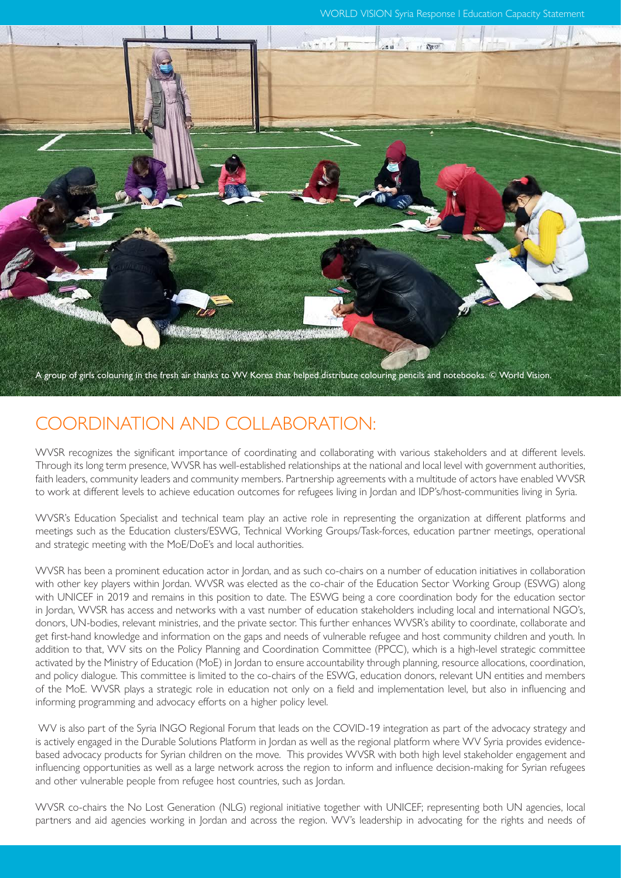A group of girls colouring in the fresh air thanks to WV Korea that helped distribute colouring pencils and notebooks. © World Vision.

## COORDINATION AND COLLABORATION:

WVSR recognizes the significant importance of coordinating and collaborating with various stakeholders and at different levels. Through its long term presence, WVSR has well-established relationships at the national and local level with government authorities, faith leaders, community leaders and community members. Partnership agreements with a multitude of actors have enabled WVSR to work at different levels to achieve education outcomes for refugees living in Jordan and IDP's/host-communities living in Syria.

WVSR's Education Specialist and technical team play an active role in representing the organization at different platforms and meetings such as the Education clusters/ESWG, Technical Working Groups/Task-forces, education partner meetings, operational and strategic meeting with the MoE/DoE's and local authorities.

WVSR has been a prominent education actor in Jordan, and as such co-chairs on a number of education initiatives in collaboration with other key players within Jordan. WVSR was elected as the co-chair of the Education Sector Working Group (ESWG) along with UNICEF in 2019 and remains in this position to date. The ESWG being a core coordination body for the education sector in Jordan, WVSR has access and networks with a vast number of education stakeholders including local and international NGO's, donors, UN-bodies, relevant ministries, and the private sector. This further enhances WVSR's ability to coordinate, collaborate and get first-hand knowledge and information on the gaps and needs of vulnerable refugee and host community children and youth. In addition to that, WV sits on the Policy Planning and Coordination Committee (PPCC), which is a high-level strategic committee activated by the Ministry of Education (MoE) in Jordan to ensure accountability through planning, resource allocations, coordination, and policy dialogue. This committee is limited to the co-chairs of the ESWG, education donors, relevant UN entities and members of the MoE. WVSR plays a strategic role in education not only on a field and implementation level, but also in influencing and informing programming and advocacy efforts on a higher policy level.

WV is also part of the Syria INGO Regional Forum that leads on the COVID-19 integration as part of the advocacy strategy and is actively engaged in the Durable Solutions Platform in Jordan as well as the regional platform where WV Syria provides evidence-based advocacy products for Syrian children on the move. This provides WVSR with both high level stakeholder engagement and influencing opportunities as well as a large network across the region to inform and influence decision-making for Syrian refugees and other vulnerable people from refugee host countries, such as Jordan.

WVSR co-chairs the No Lost Generation (NLG) regional initiative together with UNICEF; representing both UN agencies, local partners and aid agencies working in Jordan and across the region. WV's leadership in advocating for the rights and needs of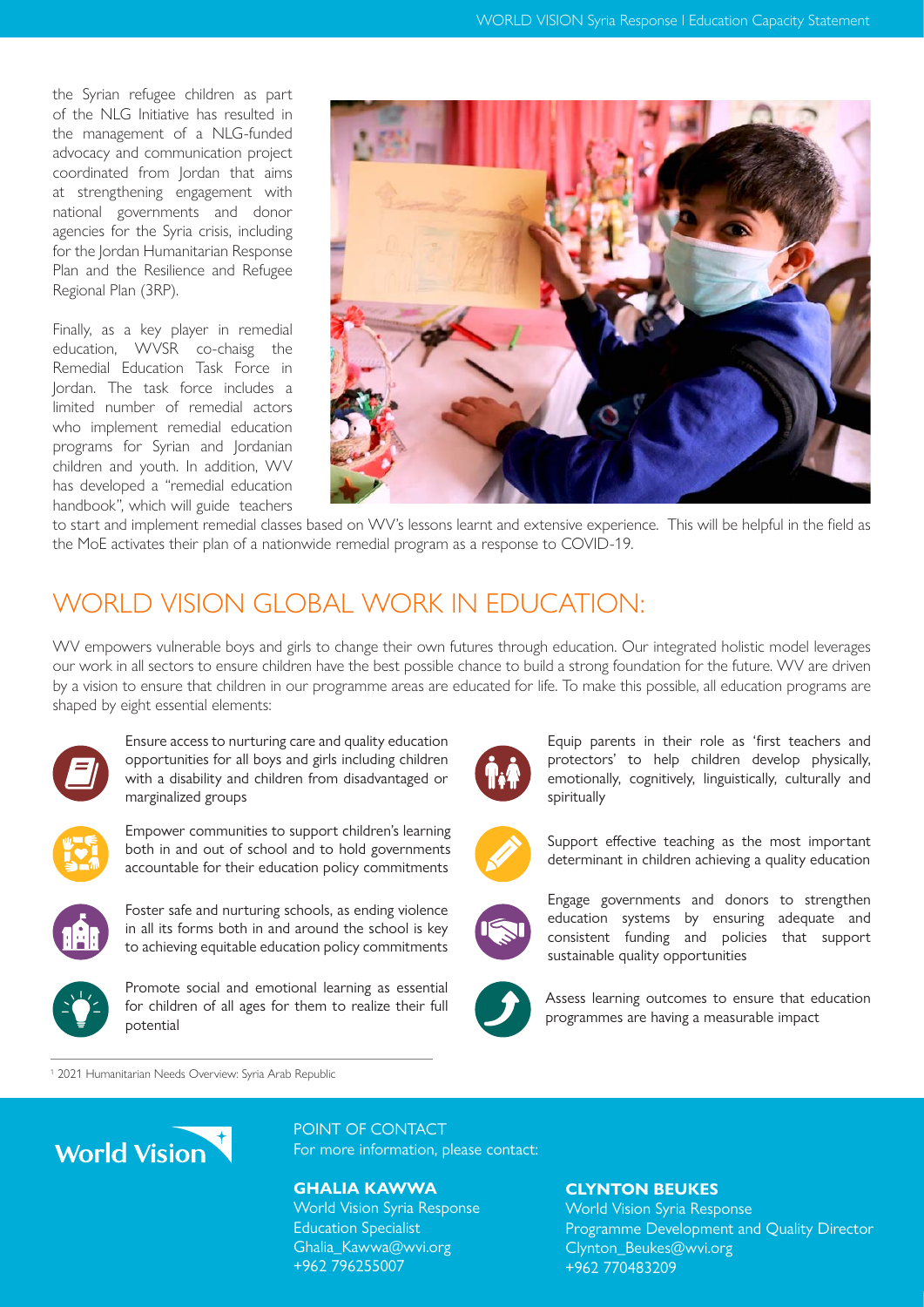the Syrian refugee children as part of the NLG Initiative has resulted in the management of a NLG-funded advocacy and communication project coordinated from Jordan that aims at strengthening engagement with national governments and donor agencies for the Syria crisis, including for the Jordan Humanitarian Response Plan and the Resilience and Refugee Regional Plan (3RP).

Finally, as a key player in remedial education, WVSR co-chaisg the Remedial Education Task Force in Jordan. The task force includes a limited number of remedial actors who implement remedial education programs for Syrian and Jordanian children and youth. In addition, WV has developed a "remedial education handbook", which will guide teachers to start and implement remedial classes based on WV's lessons learnt and extensive experience. This will be helpful in the field as the MoE activates their plan of a nationwide remedial program as a response to COVID-19.

## WORLD VISION GLOBAL WORK IN EDUCATION:

WV empowers vulnerable boys and girls to change their own futures through education. Our integrated holistic model leverages our work in all sectors to ensure children have the best possible chance to build a strong foundation for the future. WV are driven by a vision to ensure that children in our programme areas are educated for life. To make this possible, all education programs are shaped by eight essential elements:

- Ensure access to nurturing care and quality education opportunities for all boys and girls including children with a disability and children from disadvantaged or marginalized groups
- Empower communities to support children's learning both in and out of school and to hold governments accountable for their education policy commitments
- Foster safe and nurturing schools, as ending violence in all its forms both in and around the school is key to achieving equitable education policy commitments
- Promote social and emotional learning as essential for children of all ages for them to realize their full potential
- Equip parents in their role as 'first teachers and protectors' to help children develop physically, emotionally, cognitively, linguistically, culturally and spiritually
- Support effective teaching as the most important determinant in children achieving a quality education
- Engage governments and donors to strengthen education systems by ensuring adequate and consistent funding and policies that support sustainable quality opportunities
- Assess learning outcomes to ensure that education programmes are having a measurable impact

[1] 2021 Humanitarian Needs Overview: Syria Arab Republic

World Vision

POINT OF CONTACT
For more information, please contact:

**GHALIA KAWWA**
World Vision Syria Response
Education Specialist
Ghalia_Kawwa@wvi.org
+962 796255007

**CLYNTON BEUKES**
World Vision Syria Response
Programme Development and Quality Director
Clynton_Beukes@wvi.org
+962 770483209